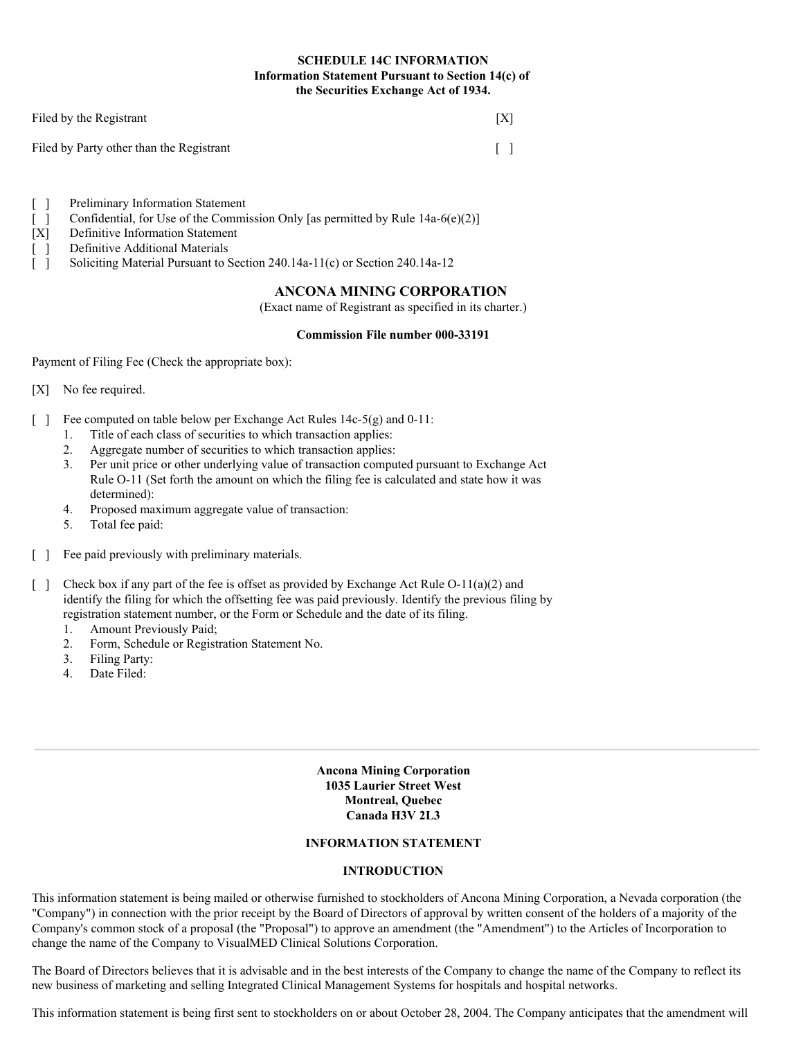**SCHEDULE 14C INFORMATION**
**Information Statement Pursuant to Section 14(c) of**
**the Securities Exchange Act of 1934.**

Filed by the Registrant [X]

Filed by Party other than the Registrant [ ]

[ ] Preliminary Information Statement
[ ] Confidential, for Use of the Commission Only [as permitted by Rule 14a-6(e)(2)]
[X] Definitive Information Statement
[ ] Definitive Additional Materials
[ ] Soliciting Material Pursuant to Section 240.14a-11(c) or Section 240.14a-12

## ANCONA MINING CORPORATION

(Exact name of Registrant as specified in its charter.)

**Commission File number 000-33191**

Payment of Filing Fee (Check the appropriate box):

[X] No fee required.

[ ] Fee computed on table below per Exchange Act Rules 14c-5(g) and 0-11:
1. Title of each class of securities to which transaction applies:
2. Aggregate number of securities to which transaction applies:
3. Per unit price or other underlying value of transaction computed pursuant to Exchange Act Rule O-11 (Set forth the amount on which the filing fee is calculated and state how it was determined):
4. Proposed maximum aggregate value of transaction:
5. Total fee paid:

[ ] Fee paid previously with preliminary materials.

[ ] Check box if any part of the fee is offset as provided by Exchange Act Rule O-11(a)(2) and identify the filing for which the offsetting fee was paid previously. Identify the previous filing by registration statement number, or the Form or Schedule and the date of its filing.
1. Amount Previously Paid;
2. Form, Schedule or Registration Statement No.
3. Filing Party:
4. Date Filed:

---

**Ancona Mining Corporation**
**1035 Laurier Street West**
**Montreal, Quebec**
**Canada H3V 2L3**

**INFORMATION STATEMENT**

**INTRODUCTION**

This information statement is being mailed or otherwise furnished to stockholders of Ancona Mining Corporation, a Nevada corporation (the "Company") in connection with the prior receipt by the Board of Directors of approval by written consent of the holders of a majority of the Company's common stock of a proposal (the "Proposal") to approve an amendment (the "Amendment") to the Articles of Incorporation to change the name of the Company to VisualMED Clinical Solutions Corporation.

The Board of Directors believes that it is advisable and in the best interests of the Company to change the name of the Company to reflect its new business of marketing and selling Integrated Clinical Management Systems for hospitals and hospital networks.

This information statement is being first sent to stockholders on or about October 28, 2004. The Company anticipates that the amendment will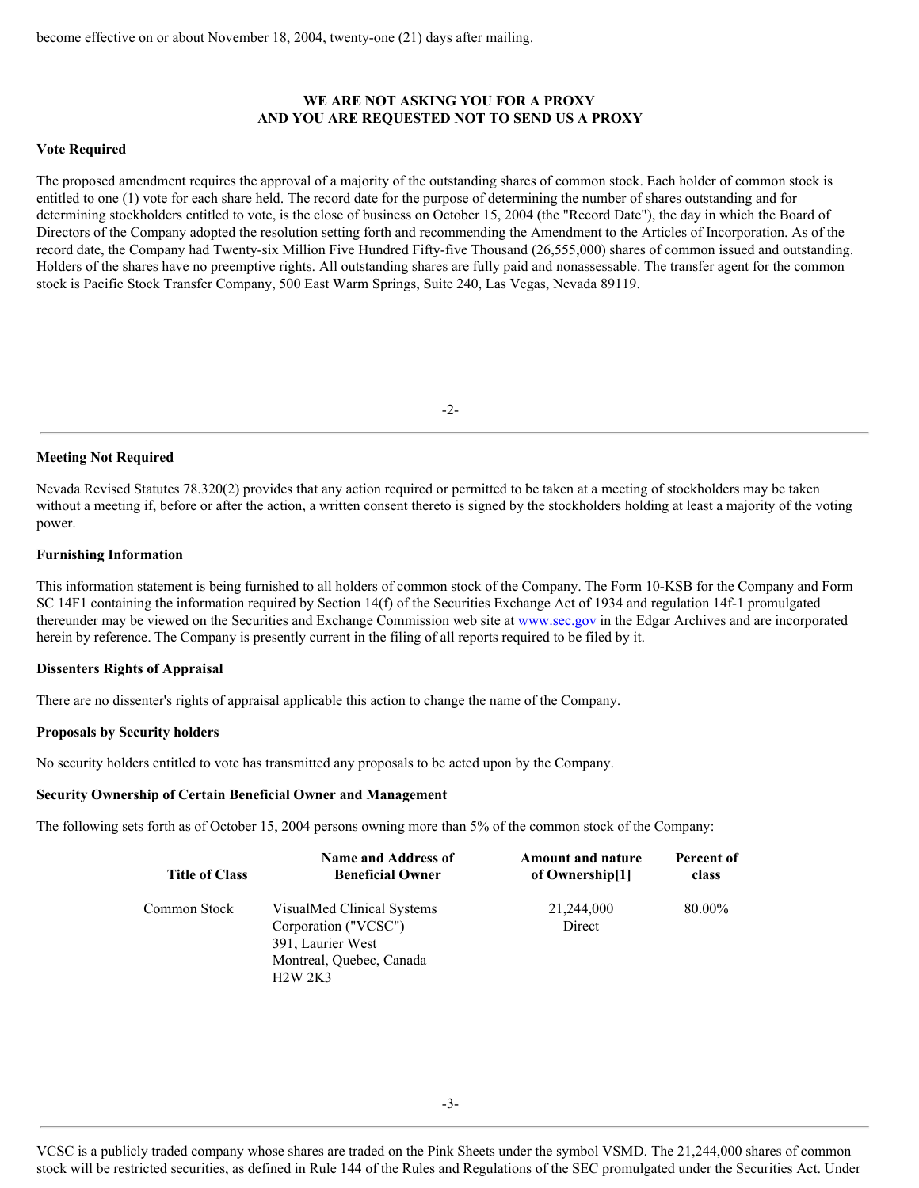become effective on or about November 18, 2004, twenty-one (21) days after mailing.

**WE ARE NOT ASKING YOU FOR A PROXY**
**AND YOU ARE REQUESTED NOT TO SEND US A PROXY**

**Vote Required**

The proposed amendment requires the approval of a majority of the outstanding shares of common stock. Each holder of common stock is entitled to one (1) vote for each share held. The record date for the purpose of determining the number of shares outstanding and for determining stockholders entitled to vote, is the close of business on October 15, 2004 (the "Record Date"), the day in which the Board of Directors of the Company adopted the resolution setting forth and recommending the Amendment to the Articles of Incorporation. As of the record date, the Company had Twenty-six Million Five Hundred Fifty-five Thousand (26,555,000) shares of common issued and outstanding. Holders of the shares have no preemptive rights. All outstanding shares are fully paid and nonassessable. The transfer agent for the common stock is Pacific Stock Transfer Company, 500 East Warm Springs, Suite 240, Las Vegas, Nevada 89119.

**Meeting Not Required**

Nevada Revised Statutes 78.320(2) provides that any action required or permitted to be taken at a meeting of stockholders may be taken without a meeting if, before or after the action, a written consent thereto is signed by the stockholders holding at least a majority of the voting power.

**Furnishing Information**

This information statement is being furnished to all holders of common stock of the Company. The Form 10-KSB for the Company and Form SC 14F1 containing the information required by Section 14(f) of the Securities Exchange Act of 1934 and regulation 14f-1 promulgated thereunder may be viewed on the Securities and Exchange Commission web site at www.sec.gov in the Edgar Archives and are incorporated herein by reference. The Company is presently current in the filing of all reports required to be filed by it.

**Dissenters Rights of Appraisal**

There are no dissenter's rights of appraisal applicable this action to change the name of the Company.

**Proposals by Security holders**

No security holders entitled to vote has transmitted any proposals to be acted upon by the Company.

**Security Ownership of Certain Beneficial Owner and Management**

The following sets forth as of October 15, 2004 persons owning more than 5% of the common stock of the Company:

| Title of Class | Name and Address of Beneficial Owner | Amount and nature of Ownership[1] | Percent of class |
|---|---|---|---|
| Common Stock | VisualMed Clinical Systems Corporation ("VCSC") 391, Laurier West Montreal, Quebec, Canada H2W 2K3 | 21,244,000 Direct | 80.00% |

VCSC is a publicly traded company whose shares are traded on the Pink Sheets under the symbol VSMD. The 21,244,000 shares of common stock will be restricted securities, as defined in Rule 144 of the Rules and Regulations of the SEC promulgated under the Securities Act. Under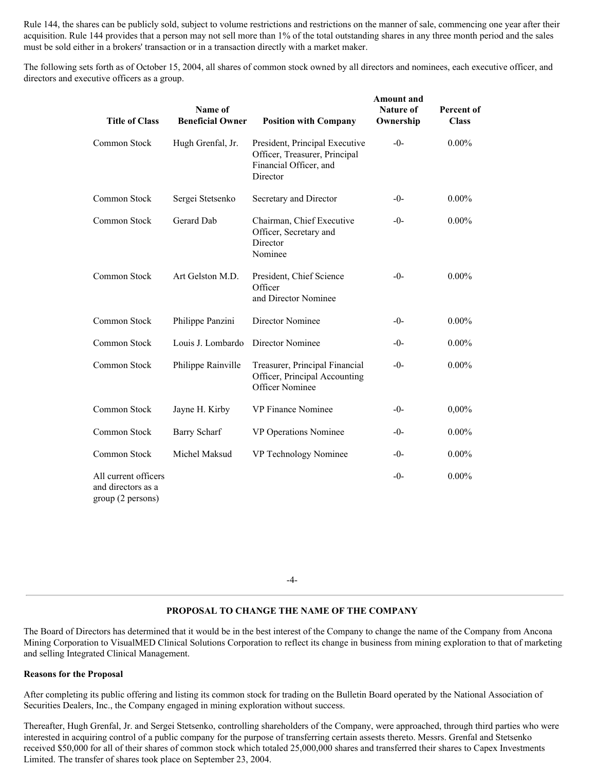Rule 144, the shares can be publicly sold, subject to volume restrictions and restrictions on the manner of sale, commencing one year after their acquisition. Rule 144 provides that a person may not sell more than 1% of the total outstanding shares in any three month period and the sales must be sold either in a brokers' transaction or in a transaction directly with a market maker.

The following sets forth as of October 15, 2004, all shares of common stock owned by all directors and nominees, each executive officer, and directors and executive officers as a group.

| Title of Class | Name of Beneficial Owner | Position with Company | Amount and Nature of Ownership | Percent of Class |
|---|---|---|---|---|
| Common Stock | Hugh Grenfal, Jr. | President, Principal Executive Officer, Treasurer, Principal Financial Officer, and Director | -0- | 0.00% |
| Common Stock | Sergei Stetsenko | Secretary and Director | -0- | 0.00% |
| Common Stock | Gerard Dab | Chairman, Chief Executive Officer, Secretary and Director Nominee | -0- | 0.00% |
| Common Stock | Art Gelston M.D. | President, Chief Science Officer and Director Nominee | -0- | 0.00% |
| Common Stock | Philippe Panzini | Director Nominee | -0- | 0.00% |
| Common Stock | Louis J. Lombardo | Director Nominee | -0- | 0.00% |
| Common Stock | Philippe Rainville | Treasurer, Principal Financial Officer, Principal Accounting Officer Nominee | -0- | 0.00% |
| Common Stock | Jayne H. Kirby | VP Finance Nominee | -0- | 0,00% |
| Common Stock | Barry Scharf | VP Operations Nominee | -0- | 0.00% |
| Common Stock | Michel Maksud | VP Technology Nominee | -0- | 0.00% |
| All current officers and directors as a group (2 persons) | | | -0- | 0.00% |

## PROPOSAL TO CHANGE THE NAME OF THE COMPANY

The Board of Directors has determined that it would be in the best interest of the Company to change the name of the Company from Ancona Mining Corporation to VisualMED Clinical Solutions Corporation to reflect its change in business from mining exploration to that of marketing and selling Integrated Clinical Management.

**Reasons for the Proposal**

After completing its public offering and listing its common stock for trading on the Bulletin Board operated by the National Association of Securities Dealers, Inc., the Company engaged in mining exploration without success.

Thereafter, Hugh Grenfal, Jr. and Sergei Stetsenko, controlling shareholders of the Company, were approached, through third parties who were interested in acquiring control of a public company for the purpose of transferring certain assests thereto. Messrs. Grenfal and Stetsenko received $50,000 for all of their shares of common stock which totaled 25,000,000 shares and transferred their shares to Capex Investments Limited. The transfer of shares took place on September 23, 2004.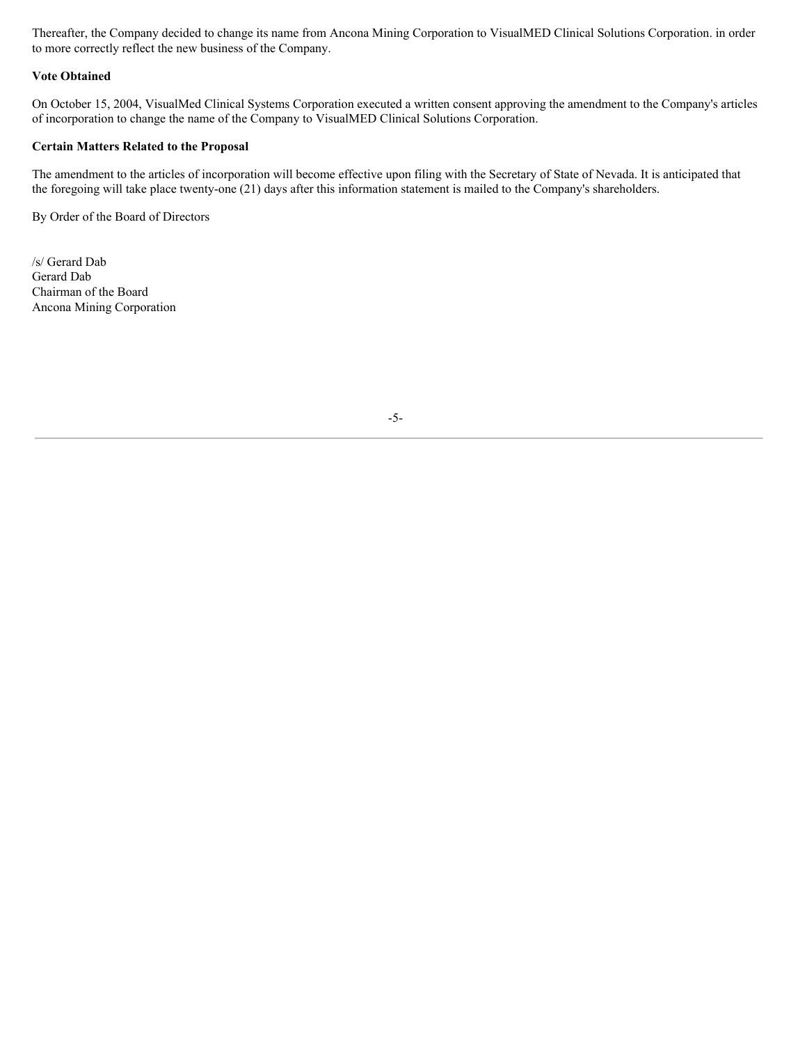Thereafter, the Company decided to change its name from Ancona Mining Corporation to VisualMED Clinical Solutions Corporation. in order to more correctly reflect the new business of the Company.

**Vote Obtained**

On October 15, 2004, VisualMed Clinical Systems Corporation executed a written consent approving the amendment to the Company's articles of incorporation to change the name of the Company to VisualMED Clinical Solutions Corporation.

**Certain Matters Related to the Proposal**

The amendment to the articles of incorporation will become effective upon filing with the Secretary of State of Nevada. It is anticipated that the foregoing will take place twenty-one (21) days after this information statement is mailed to the Company's shareholders.

By Order of the Board of Directors

/s/ Gerard Dab
Gerard Dab
Chairman of the Board
Ancona Mining Corporation